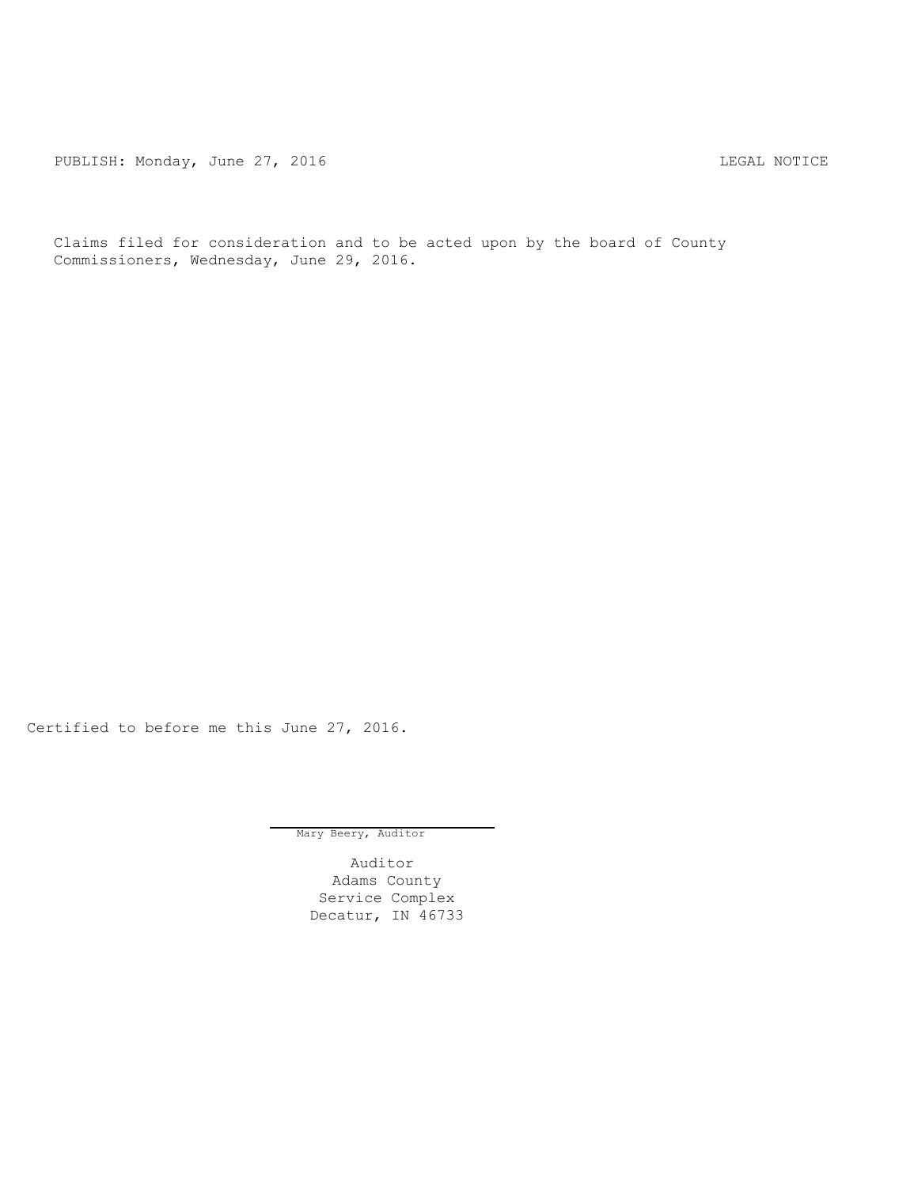PUBLISH: Monday, June 27, 2016 LEGAL NOTICE

Claims filed for consideration and to be acted upon by the board of County Commissioners, Wednesday, June 29, 2016.

Certified to before me this June 27, 2016.

Mary Beery, Auditor

Auditor
Adams County
Service Complex
Decatur, IN 46733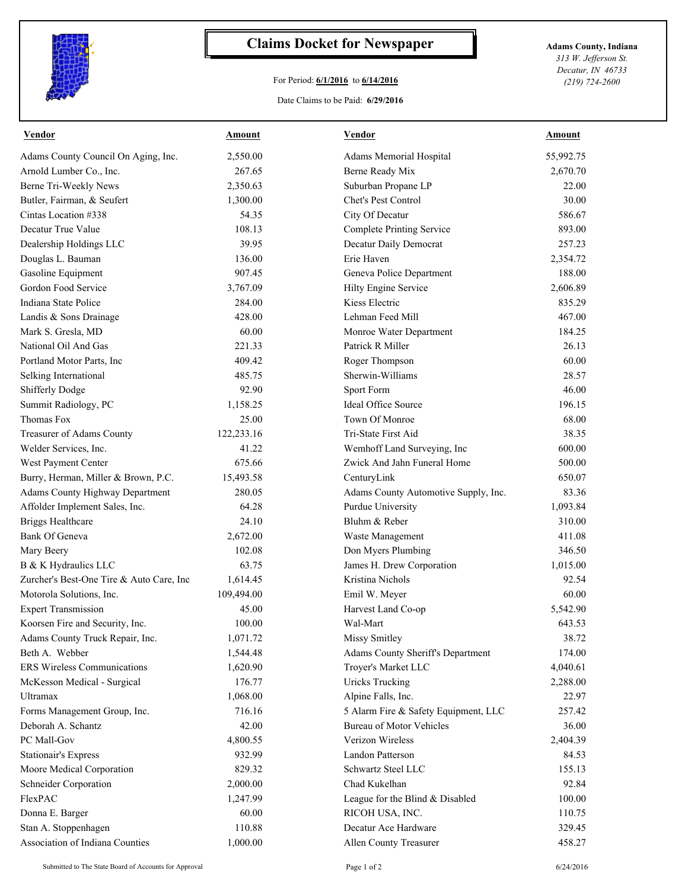# Claims Docket for Newspaper

For Period: **6/1/2016** to **6/14/2016**

Date Claims to be Paid: **6/29/2016**

**Adams County, Indiana**
*313 W. Jefferson St.*
*Decatur, IN 46733*
*(219) 724-2600*

| Vendor | Amount | Vendor | Amount |
|---|---|---|---|
| Adams County Council On Aging, Inc. | 2,550.00 | Adams Memorial Hospital | 55,992.75 |
| Arnold Lumber Co., Inc. | 267.65 | Berne Ready Mix | 2,670.70 |
| Berne Tri-Weekly News | 2,350.63 | Suburban Propane LP | 22.00 |
| Butler, Fairman, & Seufert | 1,300.00 | Chet's Pest Control | 30.00 |
| Cintas Location #338 | 54.35 | City Of Decatur | 586.67 |
| Decatur True Value | 108.13 | Complete Printing Service | 893.00 |
| Dealership Holdings LLC | 39.95 | Decatur Daily Democrat | 257.23 |
| Douglas L. Bauman | 136.00 | Erie Haven | 2,354.72 |
| Gasoline Equipment | 907.45 | Geneva Police Department | 188.00 |
| Gordon Food Service | 3,767.09 | Hilty Engine Service | 2,606.89 |
| Indiana State Police | 284.00 | Kiess Electric | 835.29 |
| Landis & Sons Drainage | 428.00 | Lehman Feed Mill | 467.00 |
| Mark S. Gresla, MD | 60.00 | Monroe Water Department | 184.25 |
| National Oil And Gas | 221.33 | Patrick R Miller | 26.13 |
| Portland Motor Parts, Inc | 409.42 | Roger Thompson | 60.00 |
| Selking International | 485.75 | Sherwin-Williams | 28.57 |
| Shifferly Dodge | 92.90 | Sport Form | 46.00 |
| Summit Radiology, PC | 1,158.25 | Ideal Office Source | 196.15 |
| Thomas Fox | 25.00 | Town Of Monroe | 68.00 |
| Treasurer of Adams County | 122,233.16 | Tri-State First Aid | 38.35 |
| Welder Services, Inc. | 41.22 | Wemhoff Land Surveying, Inc | 600.00 |
| West Payment Center | 675.66 | Zwick And Jahn Funeral Home | 500.00 |
| Burry, Herman, Miller & Brown, P.C. | 15,493.58 | CenturyLink | 650.07 |
| Adams County Highway Department | 280.05 | Adams County Automotive Supply, Inc. | 83.36 |
| Affolder Implement Sales, Inc. | 64.28 | Purdue University | 1,093.84 |
| Briggs Healthcare | 24.10 | Bluhm & Reber | 310.00 |
| Bank Of Geneva | 2,672.00 | Waste Management | 411.08 |
| Mary Beery | 102.08 | Don Myers Plumbing | 346.50 |
| B & K Hydraulics LLC | 63.75 | James H. Drew Corporation | 1,015.00 |
| Zurcher's Best-One Tire & Auto Care, Inc | 1,614.45 | Kristina Nichols | 92.54 |
| Motorola Solutions, Inc. | 109,494.00 | Emil W. Meyer | 60.00 |
| Expert Transmission | 45.00 | Harvest Land Co-op | 5,542.90 |
| Koorsen Fire and Security, Inc. | 100.00 | Wal-Mart | 643.53 |
| Adams County Truck Repair, Inc. | 1,071.72 | Missy Smitley | 38.72 |
| Beth A. Webber | 1,544.48 | Adams County Sheriff's Department | 174.00 |
| ERS Wireless Communications | 1,620.90 | Troyer's Market LLC | 4,040.61 |
| McKesson Medical - Surgical | 176.77 | Uricks Trucking | 2,288.00 |
| Ultramax | 1,068.00 | Alpine Falls, Inc. | 22.97 |
| Forms Management Group, Inc. | 716.16 | 5 Alarm Fire & Safety Equipment, LLC | 257.42 |
| Deborah A. Schantz | 42.00 | Bureau of Motor Vehicles | 36.00 |
| PC Mall-Gov | 4,800.55 | Verizon Wireless | 2,404.39 |
| Stationair's Express | 932.99 | Landon Patterson | 84.53 |
| Moore Medical Corporation | 829.32 | Schwartz Steel LLC | 155.13 |
| Schneider Corporation | 2,000.00 | Chad Kukelhan | 92.84 |
| FlexPAC | 1,247.99 | League for the Blind & Disabled | 100.00 |
| Donna E. Barger | 60.00 | RICOH USA, INC. | 110.75 |
| Stan A. Stoppenhagen | 110.88 | Decatur Ace Hardware | 329.45 |
| Association of Indiana Counties | 1,000.00 | Allen County Treasurer | 458.27 |

Submitted to The State Board of Accounts for Approval

6/24/2016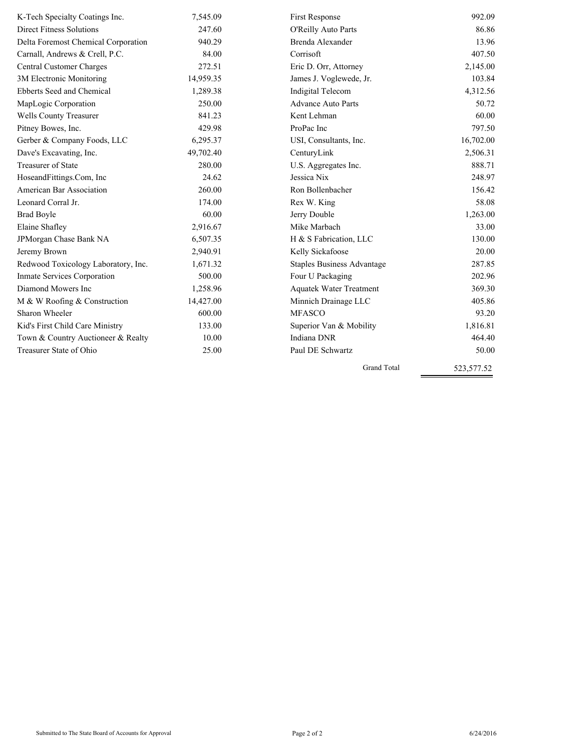| | | | |
|---|---|---|---|
| K-Tech Specialty Coatings Inc. | 7,545.09 | First Response | 992.09 |
| Direct Fitness Solutions | 247.60 | O'Reilly Auto Parts | 86.86 |
| Delta Foremost Chemical Corporation | 940.29 | Brenda Alexander | 13.96 |
| Carnall, Andrews & Crell, P.C. | 84.00 | Corrisoft | 407.50 |
| Central Customer Charges | 272.51 | Eric D. Orr, Attorney | 2,145.00 |
| 3M Electronic Monitoring | 14,959.35 | James J. Voglewede, Jr. | 103.84 |
| Ebberts Seed and Chemical | 1,289.38 | Indigital Telecom | 4,312.56 |
| MapLogic Corporation | 250.00 | Advance Auto Parts | 50.72 |
| Wells County Treasurer | 841.23 | Kent Lehman | 60.00 |
| Pitney Bowes, Inc. | 429.98 | ProPac Inc | 797.50 |
| Gerber & Company Foods, LLC | 6,295.37 | USI, Consultants, Inc. | 16,702.00 |
| Dave's Excavating, Inc. | 49,702.40 | CenturyLink | 2,506.31 |
| Treasurer of State | 280.00 | U.S. Aggregates Inc. | 888.71 |
| HoseandFittings.Com, Inc | 24.62 | Jessica Nix | 248.97 |
| American Bar Association | 260.00 | Ron Bollenbacher | 156.42 |
| Leonard Corral Jr. | 174.00 | Rex W. King | 58.08 |
| Brad Boyle | 60.00 | Jerry Double | 1,263.00 |
| Elaine Shafley | 2,916.67 | Mike Marbach | 33.00 |
| JPMorgan Chase Bank NA | 6,507.35 | H & S Fabrication, LLC | 130.00 |
| Jeremy Brown | 2,940.91 | Kelly Sickafoose | 20.00 |
| Redwood Toxicology Laboratory, Inc. | 1,671.32 | Staples Business Advantage | 287.85 |
| Inmate Services Corporation | 500.00 | Four U Packaging | 202.96 |
| Diamond Mowers Inc | 1,258.96 | Aquatek Water Treatment | 369.30 |
| M & W Roofing & Construction | 14,427.00 | Minnich Drainage LLC | 405.86 |
| Sharon Wheeler | 600.00 | MFASCO | 93.20 |
| Kid's First Child Care Ministry | 133.00 | Superior Van & Mobility | 1,816.81 |
| Town & Country Auctioneer & Realty | 10.00 | Indiana DNR | 464.40 |
| Treasurer State of Ohio | 25.00 | Paul DE Schwartz | 50.00 |
| | | Grand Total | 523,577.52 |

Submitted to The State Board of Accounts for Approval

6/24/2016